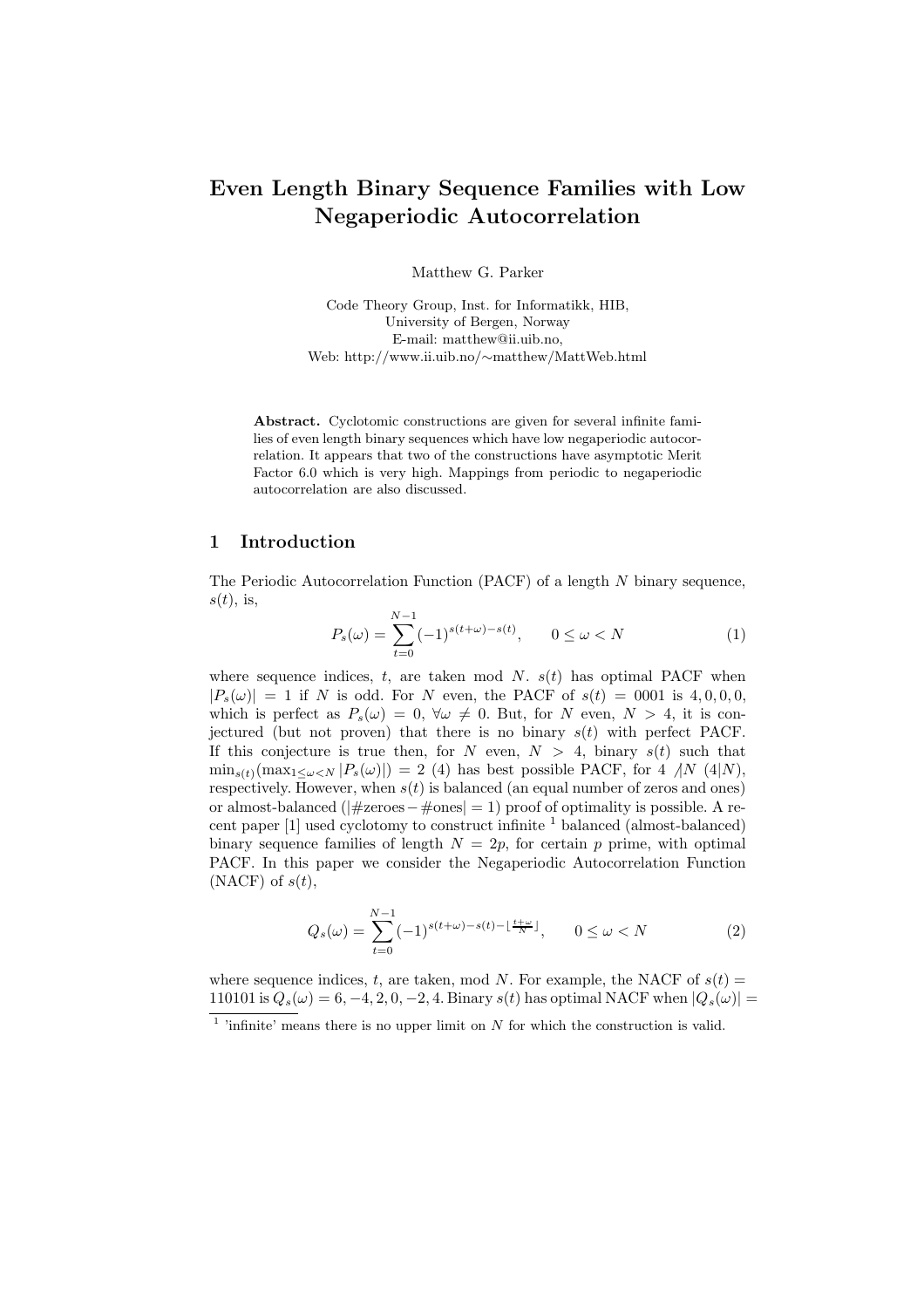# Even Length Binary Sequence Families with Low Negaperiodic Autocorrelation

Matthew G. Parker

Code Theory Group, Inst. for Informatikk, HIB,
University of Bergen, Norway
E-mail: matthew@ii.uib.no,
Web: http://www.ii.uib.no/∼matthew/MattWeb.html

**Abstract.** Cyclotomic constructions are given for several infinite families of even length binary sequences which have low negaperiodic autocorrelation. It appears that two of the constructions have asymptotic Merit Factor 6.0 which is very high. Mappings from periodic to negaperiodic autocorrelation are also discussed.

## 1 Introduction

The Periodic Autocorrelation Function (PACF) of a length $N$ binary sequence, $s(t)$, is,

$$P_s(\omega) = \sum_{t=0}^{N-1} (-1)^{s(t+\omega)-s(t)}, \qquad 0 \leq \omega < N \tag{1}$$

where sequence indices, $t$, are taken mod $N$. $s(t)$ has optimal PACF when $|P_s(\omega)| = 1$ if $N$ is odd. For $N$ even, the PACF of $s(t) = 0001$ is $4, 0, 0, 0$, which is perfect as $P_s(\omega) = 0$, $\forall \omega \neq 0$. But, for $N$ even, $N > 4$, it is conjectured (but not proven) that there is no binary $s(t)$ with perfect PACF. If this conjecture is true then, for $N$ even, $N > 4$, binary $s(t)$ such that $\min_{s(t)}(\max_{1 \leq \omega < N} |P_s(\omega)|) = 2$ $(4)$ has best possible PACF, for $4 \not| N$ $(4|N)$, respectively. However, when $s(t)$ is balanced (an equal number of zeros and ones) or almost-balanced ($|\#\text{zeroes} - \#\text{ones}| = 1$) proof of optimality is possible. A recent paper [1] used cyclotomy to construct infinite [1] balanced (almost-balanced) binary sequence families of length $N = 2p$, for certain $p$ prime, with optimal PACF. In this paper we consider the Negaperiodic Autocorrelation Function (NACF) of $s(t)$,

$$Q_s(\omega) = \sum_{t=0}^{N-1} (-1)^{s(t+\omega)-s(t)-\lfloor \frac{t+\omega}{N} \rfloor}, \qquad 0 \leq \omega < N \tag{2}$$

where sequence indices, $t$, are taken, mod $N$. For example, the NACF of $s(t) = 110101$ is $Q_s(\omega) = 6, -4, 2, 0, -2, 4$. Binary $s(t)$ has optimal NACF when $|Q_s(\omega)| =$

[1] 'infinite' means there is no upper limit on $N$ for which the construction is valid.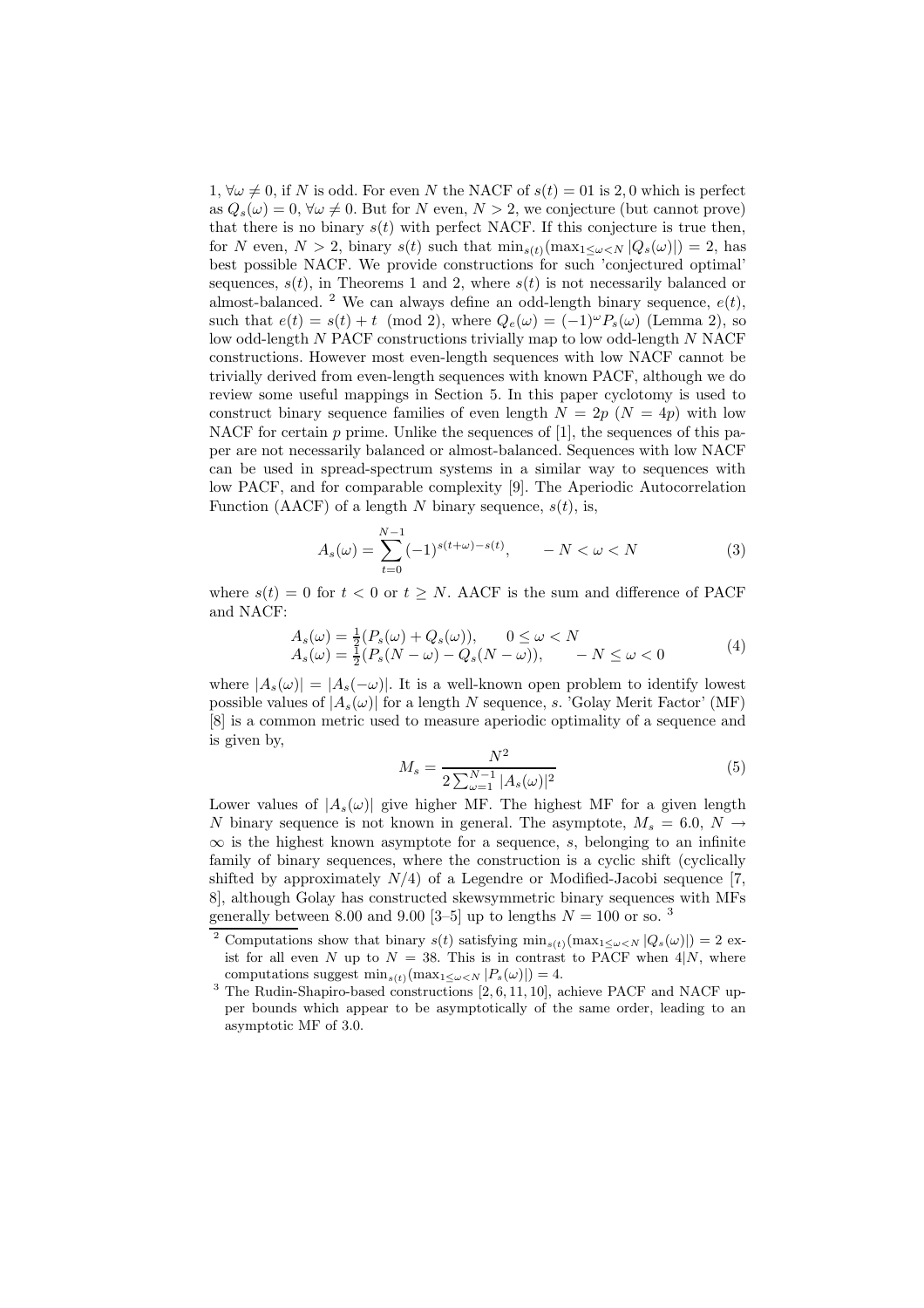1, $\forall\omega \neq 0$, if $N$ is odd. For even $N$ the NACF of $s(t) = 01$ is $2, 0$ which is perfect as $Q_s(\omega) = 0$, $\forall\omega \neq 0$. But for $N$ even, $N > 2$, we conjecture (but cannot prove) that there is no binary $s(t)$ with perfect NACF. If this conjecture is true then, for $N$ even, $N > 2$, binary $s(t)$ such that $\min_{s(t)}(\max_{1 \leq \omega < N} |Q_s(\omega)|) = 2$, has best possible NACF. We provide constructions for such 'conjectured optimal' sequences, $s(t)$, in Theorems 1 and 2, where $s(t)$ is not necessarily balanced or almost-balanced. [2] We can always define an odd-length binary sequence, $e(t)$, such that $e(t) = s(t) + t \pmod 2$, where $Q_e(\omega) = (-1)^\omega P_s(\omega)$ (Lemma 2), so low odd-length $N$ PACF constructions trivially map to low odd-length $N$ NACF constructions. However most even-length sequences with low NACF cannot be trivially derived from even-length sequences with known PACF, although we do review some useful mappings in Section 5. In this paper cyclotomy is used to construct binary sequence families of even length $N = 2p$ ($N = 4p$) with low NACF for certain $p$ prime. Unlike the sequences of [1], the sequences of this paper are not necessarily balanced or almost-balanced. Sequences with low NACF can be used in spread-spectrum systems in a similar way to sequences with low PACF, and for comparable complexity [9]. The Aperiodic Autocorrelation Function (AACF) of a length $N$ binary sequence, $s(t)$, is,

$$A_s(\omega) = \sum_{t=0}^{N-1} (-1)^{s(t+\omega)-s(t)}, \qquad -N < \omega < N \tag{3}$$

where $s(t) = 0$ for $t < 0$ or $t \geq N$. AACF is the sum and difference of PACF and NACF:

$$\begin{array}{ll} A_s(\omega) = \frac{1}{2}(P_s(\omega) + Q_s(\omega)), & 0 \leq \omega < N \\ A_s(\omega) = \frac{1}{2}(P_s(N-\omega) - Q_s(N-\omega)), & -N \leq \omega < 0 \end{array} \tag{4}$$

where $|A_s(\omega)| = |A_s(-\omega)|$. It is a well-known open problem to identify lowest possible values of $|A_s(\omega)|$ for a length $N$ sequence, $s$. 'Golay Merit Factor' (MF) [8] is a common metric used to measure aperiodic optimality of a sequence and is given by,

$$M_s = \frac{N^2}{2\sum_{\omega=1}^{N-1} |A_s(\omega)|^2} \tag{5}$$

Lower values of $|A_s(\omega)|$ give higher MF. The highest MF for a given length $N$ binary sequence is not known in general. The asymptote, $M_s = 6.0$, $N \to \infty$ is the highest known asymptote for a sequence, $s$, belonging to an infinite family of binary sequences, where the construction is a cyclic shift (cyclically shifted by approximately $N/4$) of a Legendre or Modified-Jacobi sequence [7, 8], although Golay has constructed skewsymmetric binary sequences with MFs generally between 8.00 and 9.00 [3–5] up to lengths $N = 100$ or so. [3]

[2] Computations show that binary $s(t)$ satisfying $\min_{s(t)}(\max_{1 \leq \omega < N} |Q_s(\omega)|) = 2$ exist for all even $N$ up to $N = 38$. This is in contrast to PACF when $4|N$, where computations suggest $\min_{s(t)}(\max_{1 \leq \omega < N} |P_s(\omega)|) = 4$.

[3] The Rudin-Shapiro-based constructions [2, 6, 11, 10], achieve PACF and NACF upper bounds which appear to be asymptotically of the same order, leading to an asymptotic MF of 3.0.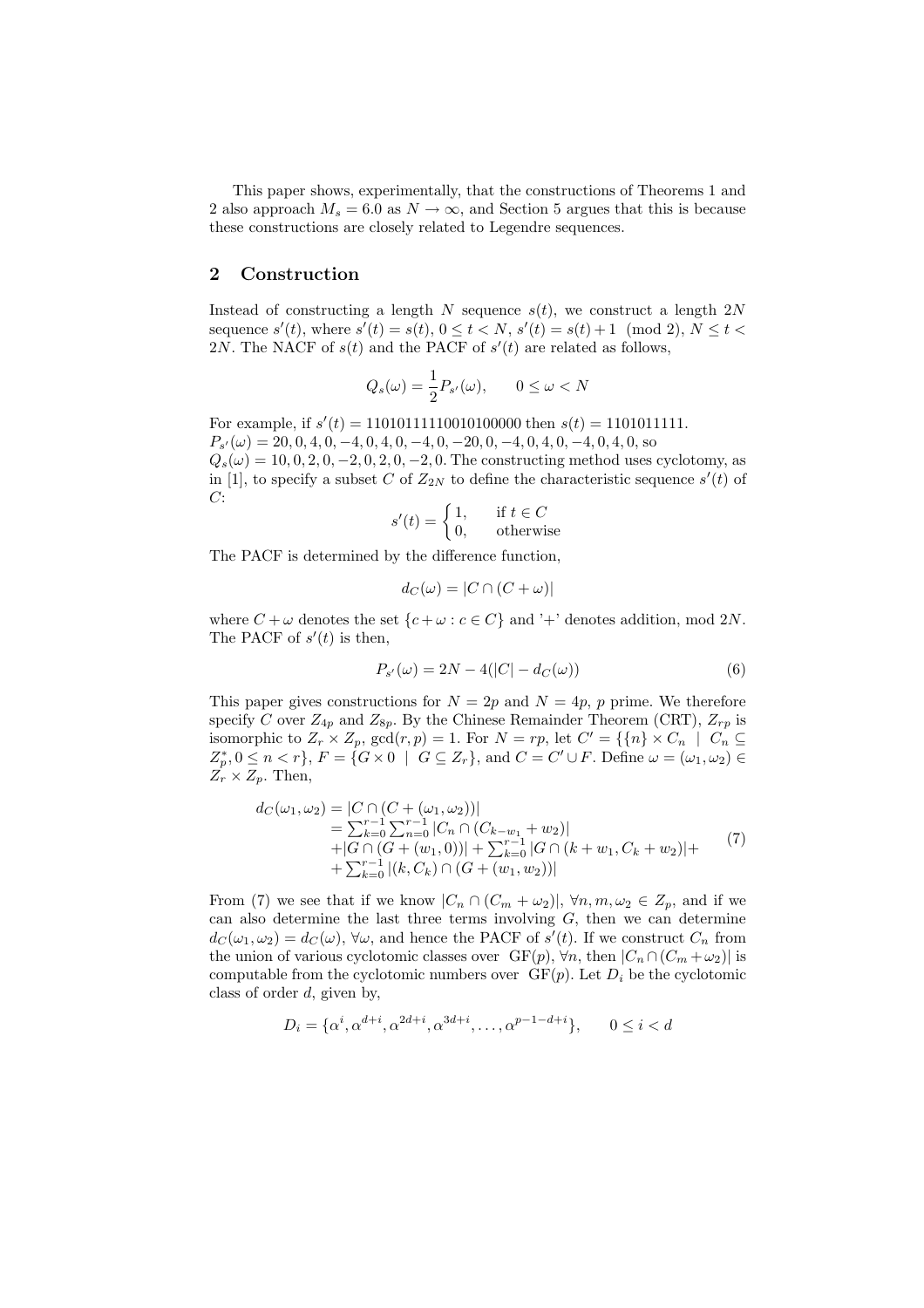This paper shows, experimentally, that the constructions of Theorems 1 and 2 also approach $M_s = 6.0$ as $N \to \infty$, and Section 5 argues that this is because these constructions are closely related to Legendre sequences.

## 2 Construction

Instead of constructing a length $N$ sequence $s(t)$, we construct a length $2N$ sequence $s'(t)$, where $s'(t) = s(t)$, $0 \le t < N$, $s'(t) = s(t) + 1 \pmod 2$, $N \le t < 2N$. The NACF of $s(t)$ and the PACF of $s'(t)$ are related as follows,

$$Q_s(\omega) = \frac{1}{2} P_{s'}(\omega), \qquad 0 \le \omega < N$$

For example, if $s'(t) = 11010111110010100000$ then $s(t) = 1101011111$.
$P_{s'}(\omega) = 20, 0, 4, 0, -4, 0, 4, 0, -4, 0, -20, 0, -4, 0, 4, 0, -4, 0, 4, 0$, so
$Q_s(\omega) = 10, 0, 2, 0, -2, 0, 2, 0, -2, 0$. The constructing method uses cyclotomy, as in [1], to specify a subset $C$ of $Z_{2N}$ to define the characteristic sequence $s'(t)$ of $C$:

$$s'(t) = \begin{cases} 1, & \text{if } t \in C \\ 0, & \text{otherwise} \end{cases}$$

The PACF is determined by the difference function,

$$d_C(\omega) = |C \cap (C + \omega)|$$

where $C + \omega$ denotes the set $\{c + \omega : c \in C\}$ and '+' denotes addition, mod $2N$. The PACF of $s'(t)$ is then,

$$P_{s'}(\omega) = 2N - 4(|C| - d_C(\omega)) \tag{6}$$

This paper gives constructions for $N = 2p$ and $N = 4p$, $p$ prime. We therefore specify $C$ over $Z_{4p}$ and $Z_{8p}$. By the Chinese Remainder Theorem (CRT), $Z_{rp}$ is isomorphic to $Z_r \times Z_p$, $\gcd(r,p) = 1$. For $N = rp$, let $C' = \{\{n\} \times C_n \mid C_n \subseteq Z_p^*, 0 \le n < r\}$, $F = \{G \times 0 \mid G \subseteq Z_r\}$, and $C = C' \cup F$. Define $\omega = (\omega_1, \omega_2) \in Z_r \times Z_p$. Then,

$$\begin{aligned} d_C(\omega_1, \omega_2) &= |C \cap (C + (\omega_1, \omega_2))| \\ &= \textstyle\sum_{k=0}^{r-1} \sum_{n=0}^{r-1} |C_n \cap (C_{k-w_1} + w_2)| \\ &\quad + |G \cap (G + (w_1, 0))| + \textstyle\sum_{k=0}^{r-1} |G \cap (k + w_1, C_k + w_2)| + \\ &\quad + \textstyle\sum_{k=0}^{r-1} |(k, C_k) \cap (G + (w_1, w_2))| \end{aligned} \tag{7}$$

From (7) we see that if we know $|C_n \cap (C_m + \omega_2)|$, $\forall n, m, \omega_2 \in Z_p$, and if we can also determine the last three terms involving $G$, then we can determine $d_C(\omega_1, \omega_2) = d_C(\omega)$, $\forall \omega$, and hence the PACF of $s'(t)$. If we construct $C_n$ from the union of various cyclotomic classes over GF($p$), $\forall n$, then $|C_n \cap (C_m + \omega_2)|$ is computable from the cyclotomic numbers over GF($p$). Let $D_i$ be the cyclotomic class of order $d$, given by,

$$D_i = \{\alpha^i, \alpha^{d+i}, \alpha^{2d+i}, \alpha^{3d+i}, \ldots, \alpha^{p-1-d+i}\}, \qquad 0 \le i < d$$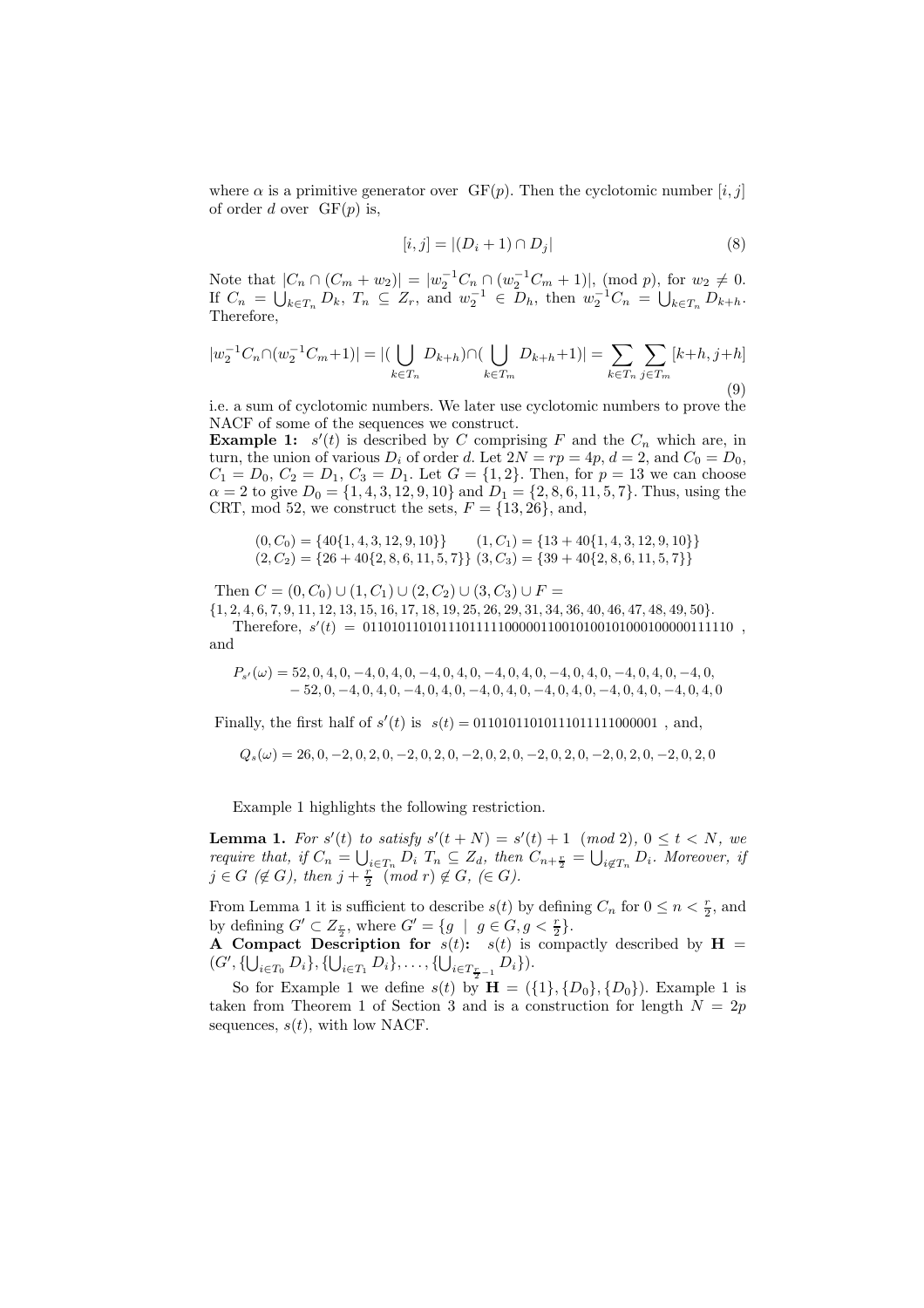where $\alpha$ is a primitive generator over GF($p$). Then the cyclotomic number $[i,j]$ of order $d$ over GF($p$) is,

$$[i,j] = |(D_i + 1) \cap D_j| \tag{8}$$

Note that $|C_n \cap (C_m + w_2)| = |w_2^{-1}C_n \cap (w_2^{-1}C_m + 1)|$, (mod $p$), for $w_2 \neq 0$. If $C_n = \bigcup_{k \in T_n} D_k$, $T_n \subseteq Z_r$, and $w_2^{-1} \in D_h$, then $w_2^{-1}C_n = \bigcup_{k \in T_n} D_{k+h}$. Therefore,

$$|w_2^{-1}C_n \cap (w_2^{-1}C_m + 1)| = |(\bigcup_{k \in T_n} D_{k+h}) \cap (\bigcup_{k \in T_m} D_{k+h} + 1)| = \sum_{k \in T_n} \sum_{j \in T_m} [k+h, j+h] \tag{9}$$

i.e. a sum of cyclotomic numbers. We later use cyclotomic numbers to prove the NACF of some of the sequences we construct.

**Example 1:** $s'(t)$ is described by $C$ comprising $F$ and the $C_n$ which are, in turn, the union of various $D_i$ of order $d$. Let $2N = rp = 4p$, $d = 2$, and $C_0 = D_0$, $C_1 = D_0$, $C_2 = D_1$, $C_3 = D_1$. Let $G = \{1, 2\}$. Then, for $p = 13$ we can choose $\alpha = 2$ to give $D_0 = \{1, 4, 3, 12, 9, 10\}$ and $D_1 = \{2, 8, 6, 11, 5, 7\}$. Thus, using the CRT, mod 52, we construct the sets, $F = \{13, 26\}$, and,

$$(0, C_0) = \{40\{1, 4, 3, 12, 9, 10\}\} \qquad (1, C_1) = \{13 + 40\{1, 4, 3, 12, 9, 10\}\}$$
$$(2, C_2) = \{26 + 40\{2, 8, 6, 11, 5, 7\}\} \; (3, C_3) = \{39 + 40\{2, 8, 6, 11, 5, 7\}\}$$

Then $C = (0, C_0) \cup (1, C_1) \cup (2, C_2) \cup (3, C_3) \cup F =$
$\{1, 2, 4, 6, 7, 9, 11, 12, 13, 15, 16, 17, 18, 19, 25, 26, 29, 31, 34, 36, 40, 46, 47, 48, 49, 50\}$.

Therefore, $s'(t) = 0110101101011101111100000110010100101010001000001111 10$, and

$$P_{s'}(\omega) = 52, 0, 4, 0, -4, 0, 4, 0, -4, 0, 4, 0, -4, 0, 4, 0, -4, 0, 4, 0, -4, 0, 4, 0, -4, 0,$$
$$-52, 0, -4, 0, 4, 0, -4, 0, 4, 0, -4, 0, 4, 0, -4, 0, 4, 0, -4, 0, 4, 0, -4, 0, 4, 0$$

Finally, the first half of $s'(t)$ is $s(t) = 01101011010111011111000001$, and,

$$Q_s(\omega) = 26, 0, -2, 0, 2, 0, -2, 0, 2, 0, -2, 0, 2, 0, -2, 0, 2, 0, -2, 0, 2, 0, -2, 0, 2, 0$$

Example 1 highlights the following restriction.

**Lemma 1.** *For $s'(t)$ to satisfy $s'(t + N) = s'(t) + 1 \pmod 2$, $0 \leq t < N$, we require that, if $C_n = \bigcup_{i \in T_n} D_i$ $T_n \subseteq Z_d$, then $C_{n+\frac{r}{2}} = \bigcup_{i \notin T_n} D_i$. Moreover, if $j \in G$ ($\notin G$), then $j + \frac{r}{2} \pmod r \notin G$, ($\in G$).*

From Lemma 1 it is sufficient to describe $s(t)$ by defining $C_n$ for $0 \leq n < \frac{r}{2}$, and by defining $G' \subset Z_{\frac{r}{2}}$, where $G' = \{g \mid g \in G, g < \frac{r}{2}\}$.

**A Compact Description for $s(t)$:** $s(t)$ is compactly described by $\mathbf{H} = (G', \{\bigcup_{i \in T_0} D_i\}, \{\bigcup_{i \in T_1} D_i\}, \ldots, \{\bigcup_{i \in T_{\frac{r}{2}-1}} D_i\})$.

So for Example 1 we define $s(t)$ by $\mathbf{H} = (\{1\}, \{D_0\}, \{D_0\})$. Example 1 is taken from Theorem 1 of Section 3 and is a construction for length $N = 2p$ sequences, $s(t)$, with low NACF.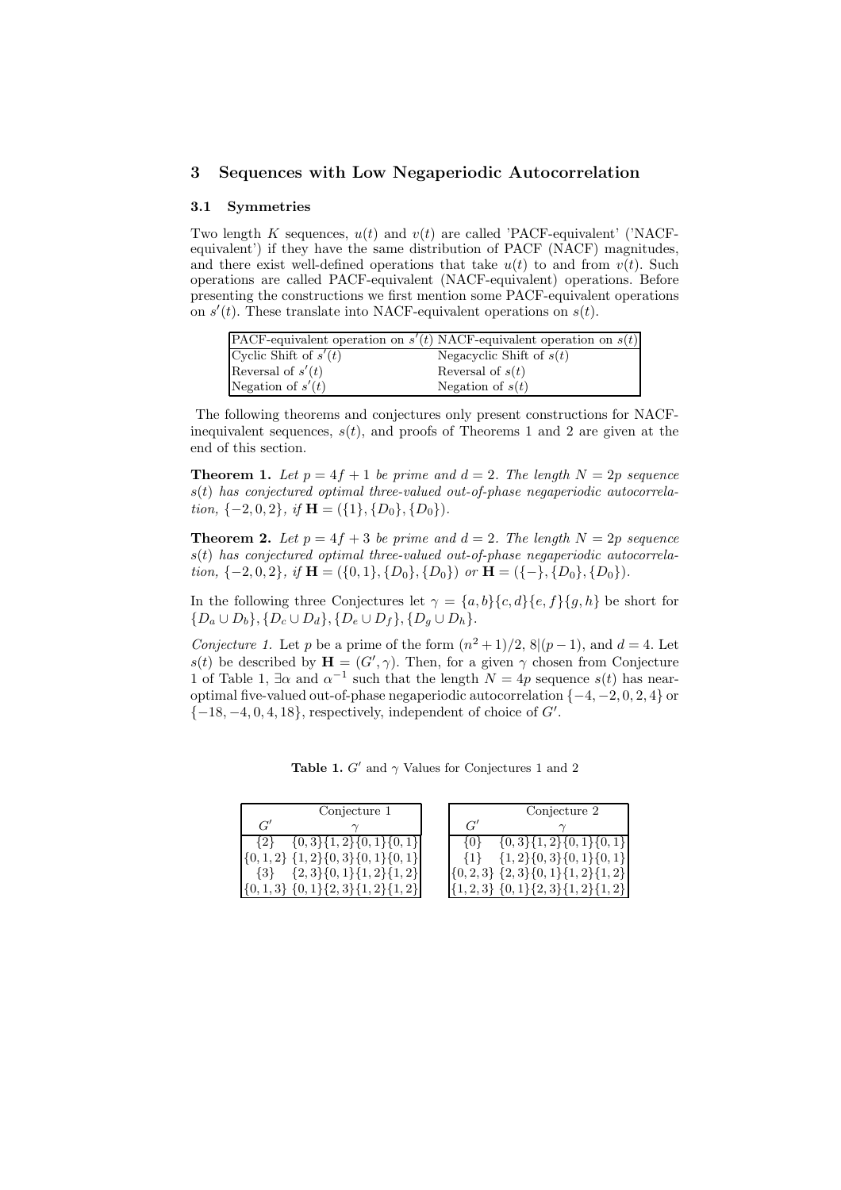## 3 Sequences with Low Negaperiodic Autocorrelation

### 3.1 Symmetries

Two length $K$ sequences, $u(t)$ and $v(t)$ are called 'PACF-equivalent' ('NACF-equivalent') if they have the same distribution of PACF (NACF) magnitudes, and there exist well-defined operations that take $u(t)$ to and from $v(t)$. Such operations are called PACF-equivalent (NACF-equivalent) operations. Before presenting the constructions we first mention some PACF-equivalent operations on $s'(t)$. These translate into NACF-equivalent operations on $s(t)$.

| PACF-equivalent operation on $s'(t)$ | NACF-equivalent operation on $s(t)$ |
|---|---|
| Cyclic Shift of $s'(t)$ | Negacyclic Shift of $s(t)$ |
| Reversal of $s'(t)$ | Reversal of $s(t)$ |
| Negation of $s'(t)$ | Negation of $s(t)$ |

The following theorems and conjectures only present constructions for NACF-inequivalent sequences, $s(t)$, and proofs of Theorems 1 and 2 are given at the end of this section.

**Theorem 1.** *Let $p = 4f + 1$ be prime and $d = 2$. The length $N = 2p$ sequence $s(t)$ has conjectured optimal three-valued out-of-phase negaperiodic autocorrelation, $\{-2, 0, 2\}$, if $\mathbf{H} = (\{1\}, \{D_0\}, \{D_0\})$.*

**Theorem 2.** *Let $p = 4f + 3$ be prime and $d = 2$. The length $N = 2p$ sequence $s(t)$ has conjectured optimal three-valued out-of-phase negaperiodic autocorrelation, $\{-2, 0, 2\}$, if $\mathbf{H} = (\{0, 1\}, \{D_0\}, \{D_0\})$ or $\mathbf{H} = (\{-\}, \{D_0\}, \{D_0\})$.*

In the following three Conjectures let $\gamma = \{a, b\}\{c, d\}\{e, f\}\{g, h\}$ be short for $\{D_a \cup D_b\}, \{D_c \cup D_d\}, \{D_e \cup D_f\}, \{D_g \cup D_h\}$.

*Conjecture 1.* Let $p$ be a prime of the form $(n^2 + 1)/2$, $8|(p - 1)$, and $d = 4$. Let $s(t)$ be described by $\mathbf{H} = (G', \gamma)$. Then, for a given $\gamma$ chosen from Conjecture 1 of Table 1, $\exists \alpha$ and $\alpha^{-1}$ such that the length $N = 4p$ sequence $s(t)$ has near-optimal five-valued out-of-phase negaperiodic autocorrelation $\{-4, -2, 0, 2, 4\}$ or $\{-18, -4, 0, 4, 18\}$, respectively, independent of choice of $G'$.

**Table 1.** $G'$ and $\gamma$ Values for Conjectures 1 and 2

| Conjecture 1 | |
|---|---|
| $G'$ | $\gamma$ |
| $\{2\}$ | $\{0, 3\}\{1, 2\}\{0, 1\}\{0, 1\}$ |
| $\{0, 1, 2\}$ | $\{1, 2\}\{0, 3\}\{0, 1\}\{0, 1\}$ |
| $\{3\}$ | $\{2, 3\}\{0, 1\}\{1, 2\}\{1, 2\}$ |
| $\{0, 1, 3\}$ | $\{0, 1\}\{2, 3\}\{1, 2\}\{1, 2\}$ |

| Conjecture 2 | |
|---|---|
| $G'$ | $\gamma$ |
| $\{0\}$ | $\{0, 3\}\{1, 2\}\{0, 1\}\{0, 1\}$ |
| $\{1\}$ | $\{1, 2\}\{0, 3\}\{0, 1\}\{0, 1\}$ |
| $\{0, 2, 3\}$ | $\{2, 3\}\{0, 1\}\{1, 2\}\{1, 2\}$ |
| $\{1, 2, 3\}$ | $\{0, 1\}\{2, 3\}\{1, 2\}\{1, 2\}$ |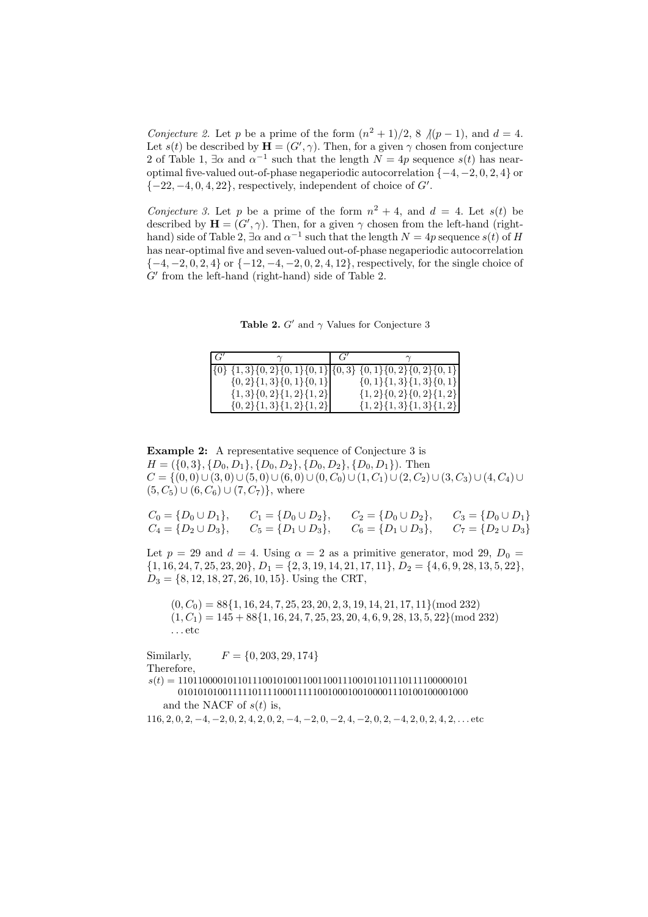*Conjecture 2.* Let $p$ be a prime of the form $(n^2+1)/2$, $8 \not| (p-1)$, and $d = 4$. Let $s(t)$ be described by $\mathbf{H} = (G', \gamma)$. Then, for a given $\gamma$ chosen from conjecture 2 of Table 1, $\exists \alpha$ and $\alpha^{-1}$ such that the length $N = 4p$ sequence $s(t)$ has near-optimal five-valued out-of-phase negaperiodic autocorrelation $\{-4, -2, 0, 2, 4\}$ or $\{-22, -4, 0, 4, 22\}$, respectively, independent of choice of $G'$.

*Conjecture 3.* Let $p$ be a prime of the form $n^2 + 4$, and $d = 4$. Let $s(t)$ be described by $\mathbf{H} = (G', \gamma)$. Then, for a given $\gamma$ chosen from the left-hand (right-hand) side of Table 2, $\exists \alpha$ and $\alpha^{-1}$ such that the length $N = 4p$ sequence $s(t)$ of $H$ has near-optimal five and seven-valued out-of-phase negaperiodic autocorrelation $\{-4, -2, 0, 2, 4\}$ or $\{-12, -4, -2, 0, 2, 4, 12\}$, respectively, for the single choice of $G'$ from the left-hand (right-hand) side of Table 2.

**Table 2.** $G'$ and $\gamma$ Values for Conjecture 3

| $G'$ | $\gamma$ | $G'$ | $\gamma$ |
|---|---|---|---|
| $\{0\}$ | $\{1,3\}\{0,2\}\{0,1\}\{0,1\}$ | $\{0,3\}$ | $\{0,1\}\{0,2\}\{0,2\}\{0,1\}$ |
| | $\{0,2\}\{1,3\}\{0,1\}\{0,1\}$ | | $\{0,1\}\{1,3\}\{1,3\}\{0,1\}$ |
| | $\{1,3\}\{0,2\}\{1,2\}\{1,2\}$ | | $\{1,2\}\{0,2\}\{0,2\}\{1,2\}$ |
| | $\{0,2\}\{1,3\}\{1,2\}\{1,2\}$ | | $\{1,2\}\{1,3\}\{1,3\}\{1,2\}$ |

**Example 2:** A representative sequence of Conjecture 3 is $H = (\{0,3\}, \{D_0, D_1\}, \{D_0, D_2\}, \{D_0, D_2\}, \{D_0, D_1\})$. Then $C = \{(0,0) \cup (3,0) \cup (5,0) \cup (6,0) \cup (0, C_0) \cup (1, C_1) \cup (2, C_2) \cup (3, C_3) \cup (4, C_4) \cup (5, C_5) \cup (6, C_6) \cup (7, C_7)\}$, where

$$
\begin{array}{llll}
C_0 = \{D_0 \cup D_1\}, & C_1 = \{D_0 \cup D_2\}, & C_2 = \{D_0 \cup D_2\}, & C_3 = \{D_0 \cup D_1\} \\
C_4 = \{D_2 \cup D_3\}, & C_5 = \{D_1 \cup D_3\}, & C_6 = \{D_1 \cup D_3\}, & C_7 = \{D_2 \cup D_3\}
\end{array}
$$

Let $p = 29$ and $d = 4$. Using $\alpha = 2$ as a primitive generator, mod 29, $D_0 = \{1, 16, 24, 7, 25, 23, 20\}$, $D_1 = \{2, 3, 19, 14, 21, 17, 11\}$, $D_2 = \{4, 6, 9, 28, 13, 5, 22\}$, $D_3 = \{8, 12, 18, 27, 26, 10, 15\}$. Using the CRT,

$(0, C_0) = 88\{1, 16, 24, 7, 25, 23, 20, 2, 3, 19, 14, 21, 17, 11\} (\text{mod } 232)$
$(1, C_1) = 145 + 88\{1, 16, 24, 7, 25, 23, 20, 4, 6, 9, 28, 13, 5, 22\} (\text{mod } 232)$
...etc

Similarly, $\quad F = \{0, 203, 29, 174\}$
Therefore,
$s(t) =$ 1101100001011011100101001100110011100101101110111100000101
0101010100111110111100011111001000100100001110100100001000
and the NACF of $s(t)$ is,
$116, 2, 0, 2, -4, -2, 0, 2, 4, 2, 0, 2, -4, -2, 0, -2, 4, -2, 0, 2, -4, 2, 0, 2, 4, 2, \ldots$ etc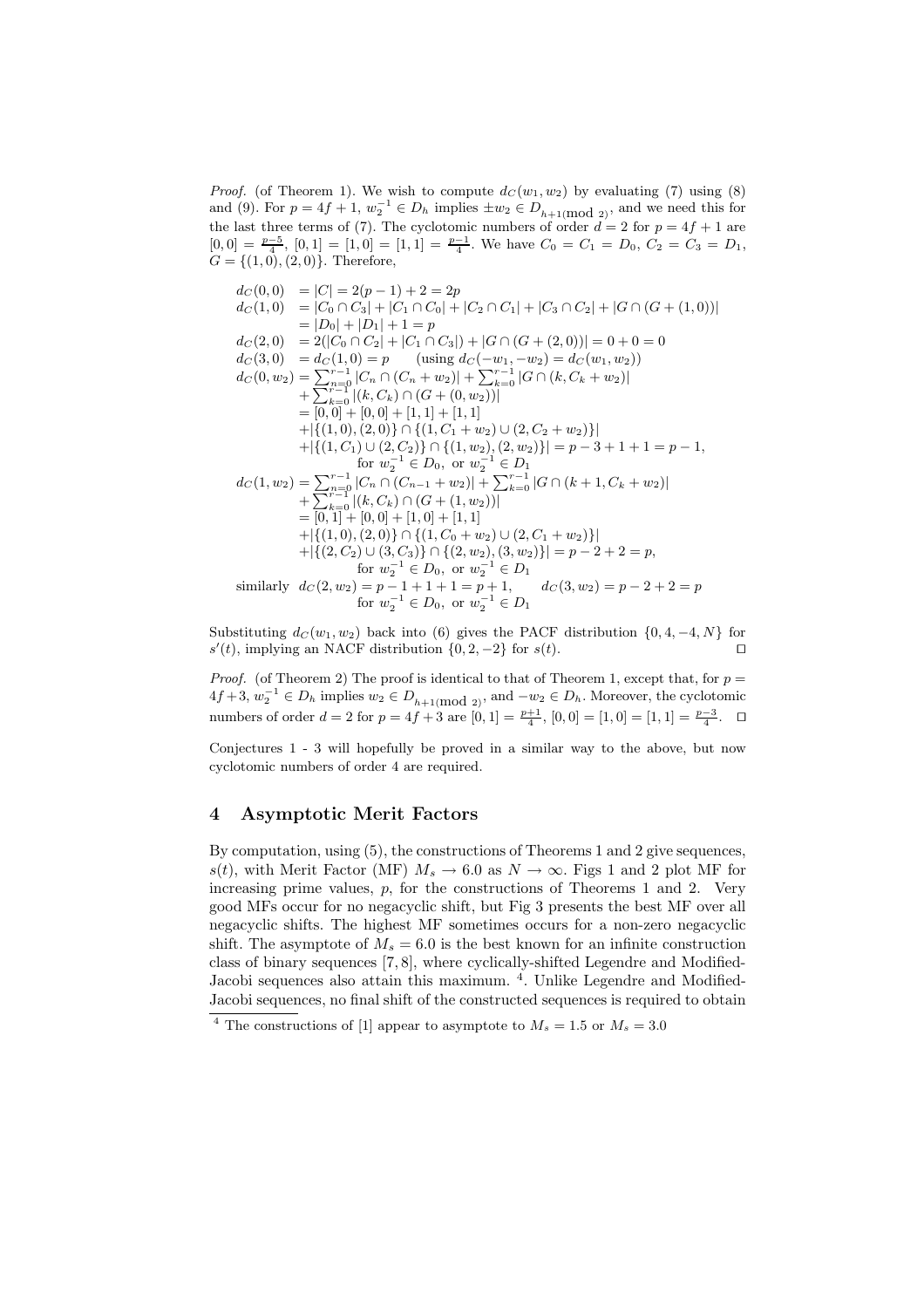*Proof.* (of Theorem 1). We wish to compute $d_C(w_1, w_2)$ by evaluating (7) using (8) and (9). For $p = 4f+1$, $w_2^{-1} \in D_h$ implies $\pm w_2 \in D_{h+1 (\text{mod } 2)}$, and we need this for the last three terms of (7). The cyclotomic numbers of order $d = 2$ for $p = 4f+1$ are $[0,0] = \frac{p-5}{4}$, $[0,1] = [1,0] = [1,1] = \frac{p-1}{4}$. We have $C_0 = C_1 = D_0$, $C_2 = C_3 = D_1$, $G = \{(1,0),(2,0)\}$. Therefore,

$$
\begin{aligned}
d_C(0,0) &= |C| = 2(p-1) + 2 = 2p \\
d_C(1,0) &= |C_0 \cap C_3| + |C_1 \cap C_0| + |C_2 \cap C_1| + |C_3 \cap C_2| + |G \cap (G + (1,0))| \\
&= |D_0| + |D_1| + 1 = p \\
d_C(2,0) &= 2(|C_0 \cap C_2| + |C_1 \cap C_3|) + |G \cap (G + (2,0))| = 0 + 0 = 0 \\
d_C(3,0) &= d_C(1,0) = p \qquad (\text{using } d_C(-w_1,-w_2) = d_C(w_1,w_2)) \\
d_C(0,w_2) &= \textstyle\sum_{n=0}^{r-1} |C_n \cap (C_n + w_2)| + \sum_{k=0}^{r-1} |G \cap (k, C_k + w_2)| \\
&\quad + \textstyle\sum_{k=0}^{r-1} |(k, C_k) \cap (G + (0,w_2))| \\
&= [0,0] + [0,0] + [1,1] + [1,1] \\
&\quad + |\{(1,0),(2,0)\} \cap \{(1, C_1 + w_2) \cup (2, C_2 + w_2)\}| \\
&\quad + |\{(1, C_1) \cup (2, C_2)\} \cap \{(1,w_2),(2,w_2)\}| = p - 3 + 1 + 1 = p - 1, \\
&\qquad \text{for } w_2^{-1} \in D_0, \text{ or } w_2^{-1} \in D_1 \\
d_C(1,w_2) &= \textstyle\sum_{n=0}^{r-1} |C_n \cap (C_{n-1} + w_2)| + \sum_{k=0}^{r-1} |G \cap (k+1, C_k + w_2)| \\
&\quad + \textstyle\sum_{k=0}^{r-1} |(k, C_k) \cap (G + (1,w_2))| \\
&= [0,1] + [0,0] + [1,0] + [1,1] \\
&\quad + |\{(1,0),(2,0)\} \cap \{(1, C_0 + w_2) \cup (2, C_1 + w_2)\}| \\
&\quad + |\{(2, C_2) \cup (3, C_3)\} \cap \{(2,w_2),(3,w_2)\}| = p - 2 + 2 = p, \\
&\qquad \text{for } w_2^{-1} \in D_0, \text{ or } w_2^{-1} \in D_1 \\
\text{similarly} \quad d_C(2,w_2) &= p - 1 + 1 + 1 = p + 1, \qquad d_C(3,w_2) = p - 2 + 2 = p \\
&\qquad \text{for } w_2^{-1} \in D_0, \text{ or } w_2^{-1} \in D_1
\end{aligned}
$$

Substituting $d_C(w_1, w_2)$ back into (6) gives the PACF distribution $\{0, 4, -4, N\}$ for $s'(t)$, implying an NACF distribution $\{0, 2, -2\}$ for $s(t)$. ☐

*Proof.* (of Theorem 2) The proof is identical to that of Theorem 1, except that, for $p = 4f+3$, $w_2^{-1} \in D_h$ implies $w_2 \in D_{h+1 (\text{mod } 2)}$, and $-w_2 \in D_h$. Moreover, the cyclotomic numbers of order $d = 2$ for $p = 4f+3$ are $[0,1] = \frac{p+1}{4}$, $[0,0] = [1,0] = [1,1] = \frac{p-3}{4}$. ☐

Conjectures 1 - 3 will hopefully be proved in a similar way to the above, but now cyclotomic numbers of order 4 are required.

## 4 Asymptotic Merit Factors

By computation, using (5), the constructions of Theorems 1 and 2 give sequences, $s(t)$, with Merit Factor (MF) $M_s \rightarrow 6.0$ as $N \rightarrow \infty$. Figs 1 and 2 plot MF for increasing prime values, $p$, for the constructions of Theorems 1 and 2. Very good MFs occur for no negacyclic shift, but Fig 3 presents the best MF over all negacyclic shifts. The highest MF sometimes occurs for a non-zero negacyclic shift. The asymptote of $M_s = 6.0$ is the best known for an infinite construction class of binary sequences [7, 8], where cyclically-shifted Legendre and Modified-Jacobi sequences also attain this maximum. [4]. Unlike Legendre and Modified-Jacobi sequences, no final shift of the constructed sequences is required to obtain

[4] The constructions of [1] appear to asymptote to $M_s = 1.5$ or $M_s = 3.0$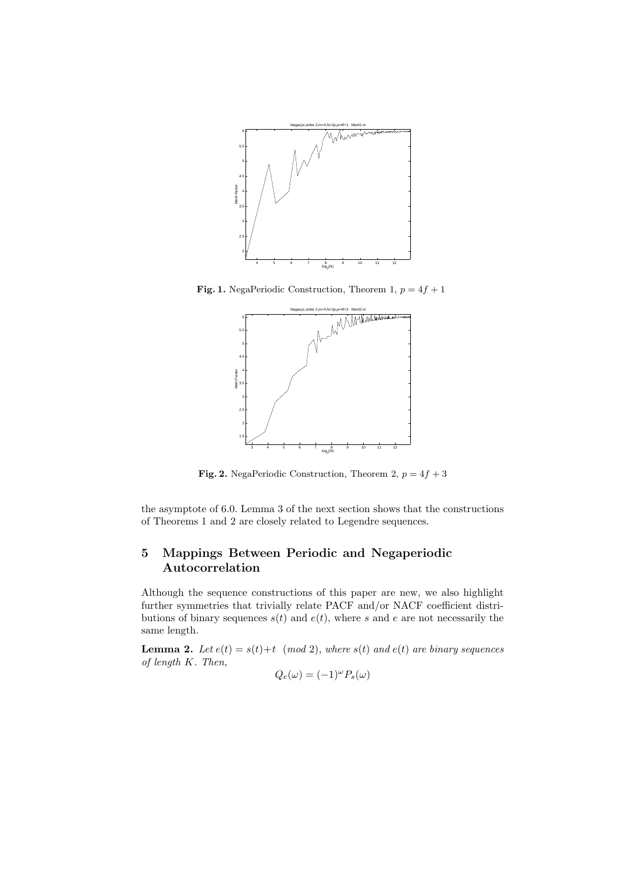Negacyc,order 2,m=4,N=2p,p=4f+1 Merit1.m

Merit Factor

$\log_2(N)$

**Fig. 1.** NegaPeriodic Construction, Theorem 1, $p = 4f + 1$

Negacyc,order 2,m=4,N=2p,p=4f+3 Merit2.m

Merit Factor

$\log_2(N)$

**Fig. 2.** NegaPeriodic Construction, Theorem 2, $p = 4f + 3$

the asymptote of 6.0. Lemma 3 of the next section shows that the constructions of Theorems 1 and 2 are closely related to Legendre sequences.

## 5 Mappings Between Periodic and Negaperiodic Autocorrelation

Although the sequence constructions of this paper are new, we also highlight further symmetries that trivially relate PACF and/or NACF coefficient distributions of binary sequences $s(t)$ and $e(t)$, where $s$ and $e$ are not necessarily the same length.

**Lemma 2.** *Let $e(t) = s(t)+t \pmod 2$, where $s(t)$ and $e(t)$ are binary sequences of length $K$. Then,*

$$Q_e(\omega) = (-1)^{\omega} P_s(\omega)$$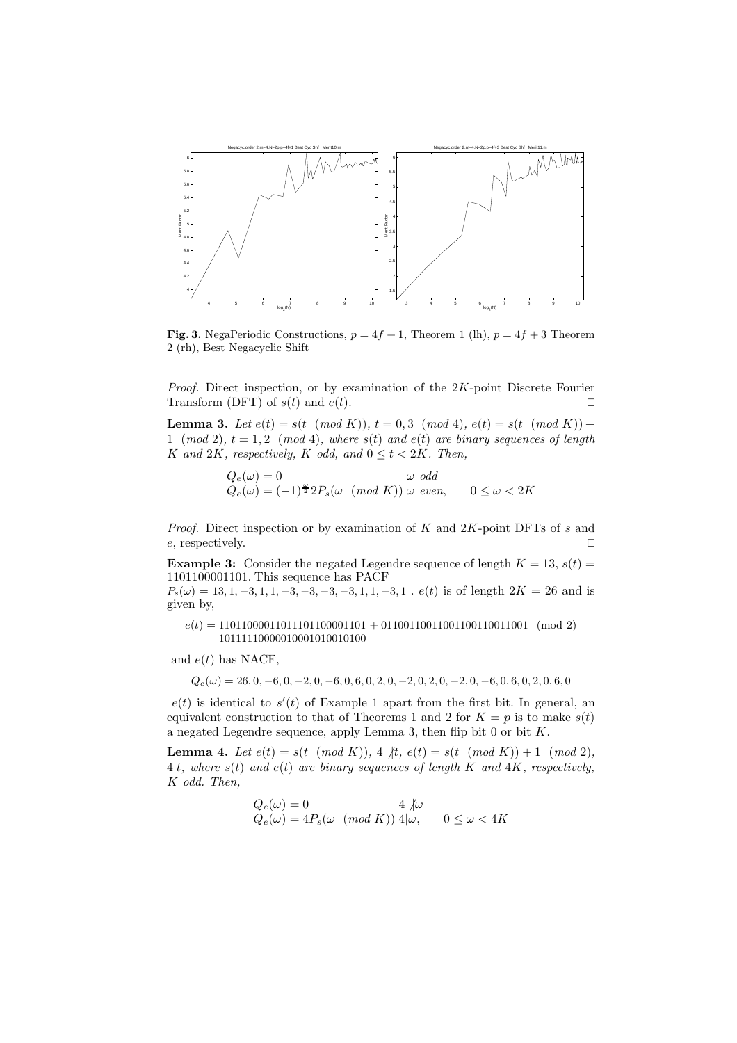Negacyc,order 2,m=4,N=2p,p=4f+1 Best Cyc Shf  Merit10.m

Merit Factor

$\log_2(N)$

Negacyc,order 2,m=4,N=2p,p=4f+3 Best Cyc Shf  Merit11.m

Merit Factor

$\log_2(N)$

**Fig. 3.** NegaPeriodic Constructions, $p = 4f + 1$, Theorem 1 (lh), $p = 4f + 3$ Theorem 2 (rh), Best Negacyclic Shift

*Proof.* Direct inspection, or by examination of the $2K$-point Discrete Fourier Transform (DFT) of $s(t)$ and $e(t)$. □

**Lemma 3.** *Let $e(t) = s(t \pmod K)$, $t = 0, 3 \pmod 4$, $e(t) = s(t \pmod K) + 1 \pmod 2$, $t = 1, 2 \pmod 4$, where $s(t)$ and $e(t)$ are binary sequences of length $K$ and $2K$, respectively, $K$ odd, and $0 \le t < 2K$. Then,*

$$
\begin{array}{ll}
Q_e(\omega) = 0 & \omega \text{ odd} \\
Q_e(\omega) = (-1)^{\frac{\omega}{2}} 2P_s(\omega \pmod K) & \omega \text{ even}, \qquad 0 \le \omega < 2K
\end{array}
$$

*Proof.* Direct inspection or by examination of $K$ and $2K$-point DFTs of $s$ and $e$, respectively. □

**Example 3:** Consider the negated Legendre sequence of length $K = 13$, $s(t) = 1101100001101$. This sequence has PACF
$P_s(\omega) = 13, 1, -3, 1, 1, -3, -3, -3, -3, 1, 1, -3, 1$ . $e(t)$ is of length $2K = 26$ and is given by,

$$
\begin{aligned}
e(t) &= 11011000011011101100001101 + 01100110011001100110011001 \pmod 2 \\
&= 10111110000010001010010100
\end{aligned}
$$

and $e(t)$ has NACF,

$$
Q_e(\omega) = 26, 0, -6, 0, -2, 0, -6, 0, 6, 0, 2, 0, -2, 0, 2, 0, -2, 0, -6, 0, 6, 0, 2, 0, 6, 0
$$

$e(t)$ is identical to $s'(t)$ of Example 1 apart from the first bit. In general, an equivalent construction to that of Theorems 1 and 2 for $K = p$ is to make $s(t)$ a negated Legendre sequence, apply Lemma 3, then flip bit 0 or bit $K$.

**Lemma 4.** *Let $e(t) = s(t \pmod K)$, $4 \not| t$, $e(t) = s(t \pmod K) + 1 \pmod 2$, $4 | t$, where $s(t)$ and $e(t)$ are binary sequences of length $K$ and $4K$, respectively, $K$ odd. Then,*

$$
\begin{array}{ll}
Q_e(\omega) = 0 & 4 \not| \omega \\
Q_e(\omega) = 4P_s(\omega \pmod K) & 4 | \omega, \qquad 0 \le \omega < 4K
\end{array}
$$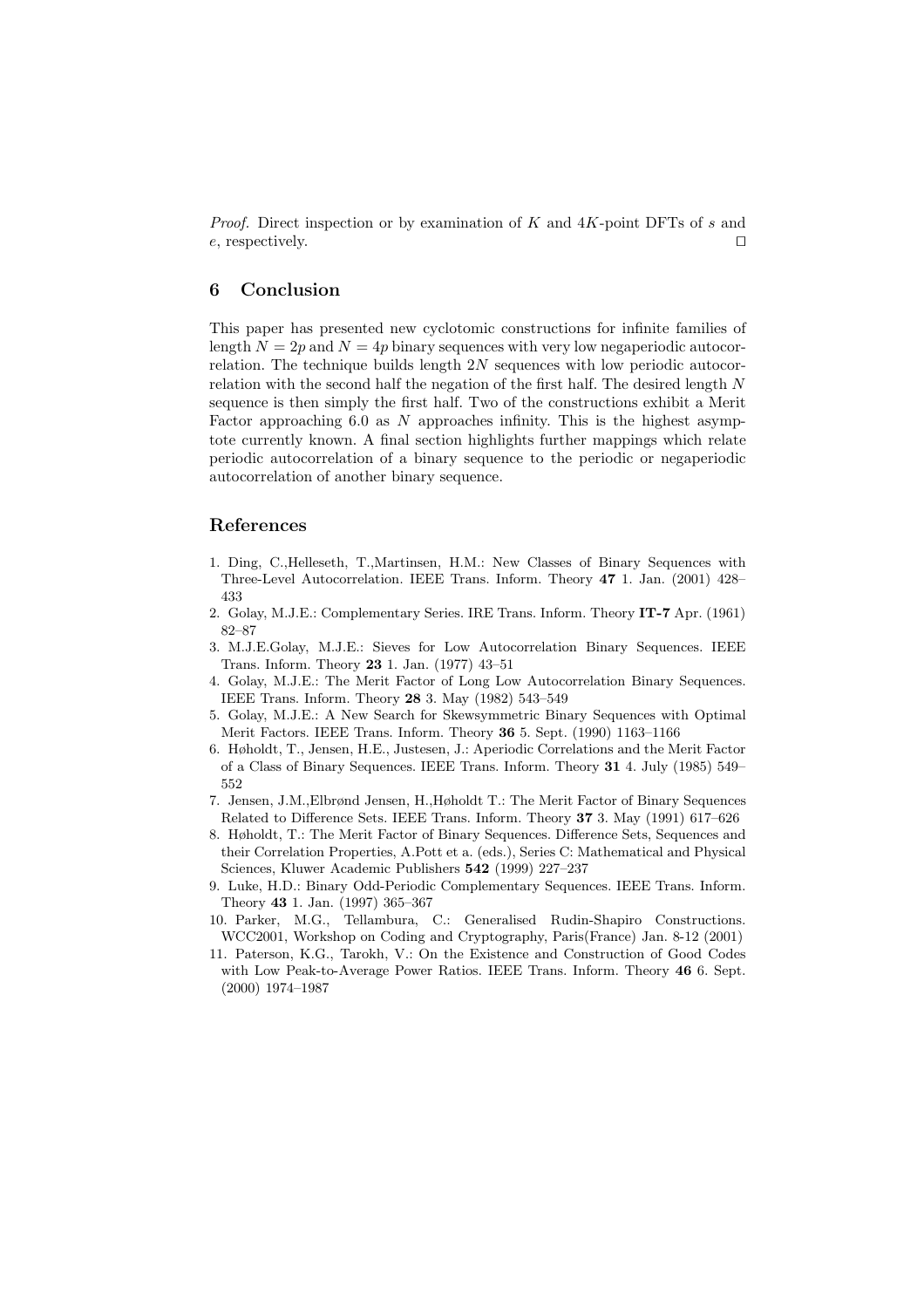*Proof.* Direct inspection or by examination of $K$ and $4K$-point DFTs of $s$ and $e$, respectively. □

## 6 Conclusion

This paper has presented new cyclotomic constructions for infinite families of length $N = 2p$ and $N = 4p$ binary sequences with very low negaperiodic autocorrelation. The technique builds length $2N$ sequences with low periodic autocorrelation with the second half the negation of the first half. The desired length $N$ sequence is then simply the first half. Two of the constructions exhibit a Merit Factor approaching 6.0 as $N$ approaches infinity. This is the highest asymptote currently known. A final section highlights further mappings which relate periodic autocorrelation of a binary sequence to the periodic or negaperiodic autocorrelation of another binary sequence.

## References

1. Ding, C.,Helleseth, T.,Martinsen, H.M.: New Classes of Binary Sequences with Three-Level Autocorrelation. IEEE Trans. Inform. Theory **47** 1. Jan. (2001) 428–433
2. Golay, M.J.E.: Complementary Series. IRE Trans. Inform. Theory **IT-7** Apr. (1961) 82–87
3. M.J.E.Golay, M.J.E.: Sieves for Low Autocorrelation Binary Sequences. IEEE Trans. Inform. Theory **23** 1. Jan. (1977) 43–51
4. Golay, M.J.E.: The Merit Factor of Long Low Autocorrelation Binary Sequences. IEEE Trans. Inform. Theory **28** 3. May (1982) 543–549
5. Golay, M.J.E.: A New Search for Skewsymmetric Binary Sequences with Optimal Merit Factors. IEEE Trans. Inform. Theory **36** 5. Sept. (1990) 1163–1166
6. Høholdt, T., Jensen, H.E., Justesen, J.: Aperiodic Correlations and the Merit Factor of a Class of Binary Sequences. IEEE Trans. Inform. Theory **31** 4. July (1985) 549–552
7. Jensen, J.M.,Elbrønd Jensen, H.,Høholdt T.: The Merit Factor of Binary Sequences Related to Difference Sets. IEEE Trans. Inform. Theory **37** 3. May (1991) 617–626
8. Høholdt, T.: The Merit Factor of Binary Sequences. Difference Sets, Sequences and their Correlation Properties, A.Pott et a. (eds.), Series C: Mathematical and Physical Sciences, Kluwer Academic Publishers **542** (1999) 227–237
9. Luke, H.D.: Binary Odd-Periodic Complementary Sequences. IEEE Trans. Inform. Theory **43** 1. Jan. (1997) 365–367
10. Parker, M.G., Tellambura, C.: Generalised Rudin-Shapiro Constructions. WCC2001, Workshop on Coding and Cryptography, Paris(France) Jan. 8-12 (2001)
11. Paterson, K.G., Tarokh, V.: On the Existence and Construction of Good Codes with Low Peak-to-Average Power Ratios. IEEE Trans. Inform. Theory **46** 6. Sept. (2000) 1974–1987